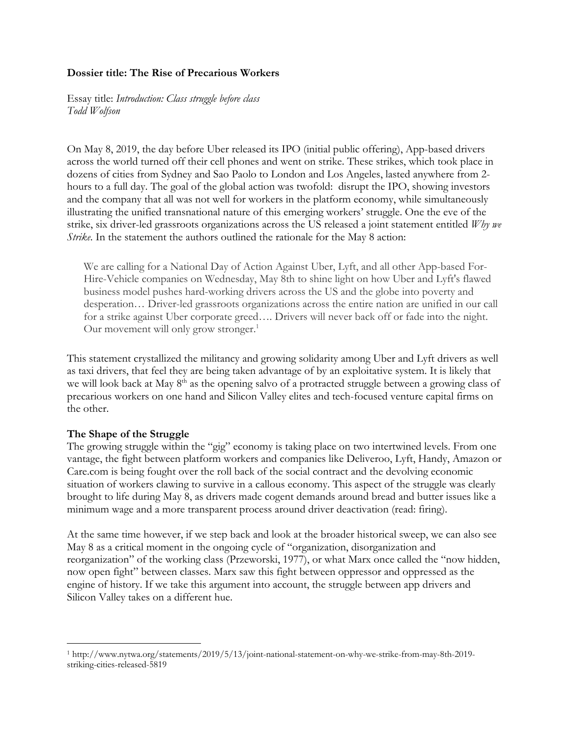**Dossier title: The Rise of Precarious Workers**

Essay title: *Introduction: Class struggle before class*
*Todd Wolfson*

On May 8, 2019, the day before Uber released its IPO (initial public offering), App-based drivers across the world turned off their cell phones and went on strike. These strikes, which took place in dozens of cities from Sydney and Sao Paolo to London and Los Angeles, lasted anywhere from 2-hours to a full day. The goal of the global action was twofold: disrupt the IPO, showing investors and the company that all was not well for workers in the platform economy, while simultaneously illustrating the unified transnational nature of this emerging workers' struggle. One the eve of the strike, six driver-led grassroots organizations across the US released a joint statement entitled *Why we Strike*. In the statement the authors outlined the rationale for the May 8 action:

> We are calling for a National Day of Action Against Uber, Lyft, and all other App-based For-Hire-Vehicle companies on Wednesday, May 8th to shine light on how Uber and Lyft's flawed business model pushes hard-working drivers across the US and the globe into poverty and desperation… Driver-led grassroots organizations across the entire nation are unified in our call for a strike against Uber corporate greed…. Drivers will never back off or fade into the night. Our movement will only grow stronger.[1]

This statement crystallized the militancy and growing solidarity among Uber and Lyft drivers as well as taxi drivers, that feel they are being taken advantage of by an exploitative system. It is likely that we will look back at May 8th as the opening salvo of a protracted struggle between a growing class of precarious workers on one hand and Silicon Valley elites and tech-focused venture capital firms on the other.

**The Shape of the Struggle**

The growing struggle within the "gig" economy is taking place on two intertwined levels. From one vantage, the fight between platform workers and companies like Deliveroo, Lyft, Handy, Amazon or Care.com is being fought over the roll back of the social contract and the devolving economic situation of workers clawing to survive in a callous economy. This aspect of the struggle was clearly brought to life during May 8, as drivers made cogent demands around bread and butter issues like a minimum wage and a more transparent process around driver deactivation (read: firing).

At the same time however, if we step back and look at the broader historical sweep, we can also see May 8 as a critical moment in the ongoing cycle of "organization, disorganization and reorganization" of the working class (Przeworski, 1977), or what Marx once called the "now hidden, now open fight" between classes. Marx saw this fight between oppressor and oppressed as the engine of history. If we take this argument into account, the struggle between app drivers and Silicon Valley takes on a different hue.

---

[1] http://www.nytwa.org/statements/2019/5/13/joint-national-statement-on-why-we-strike-from-may-8th-2019-striking-cities-released-5819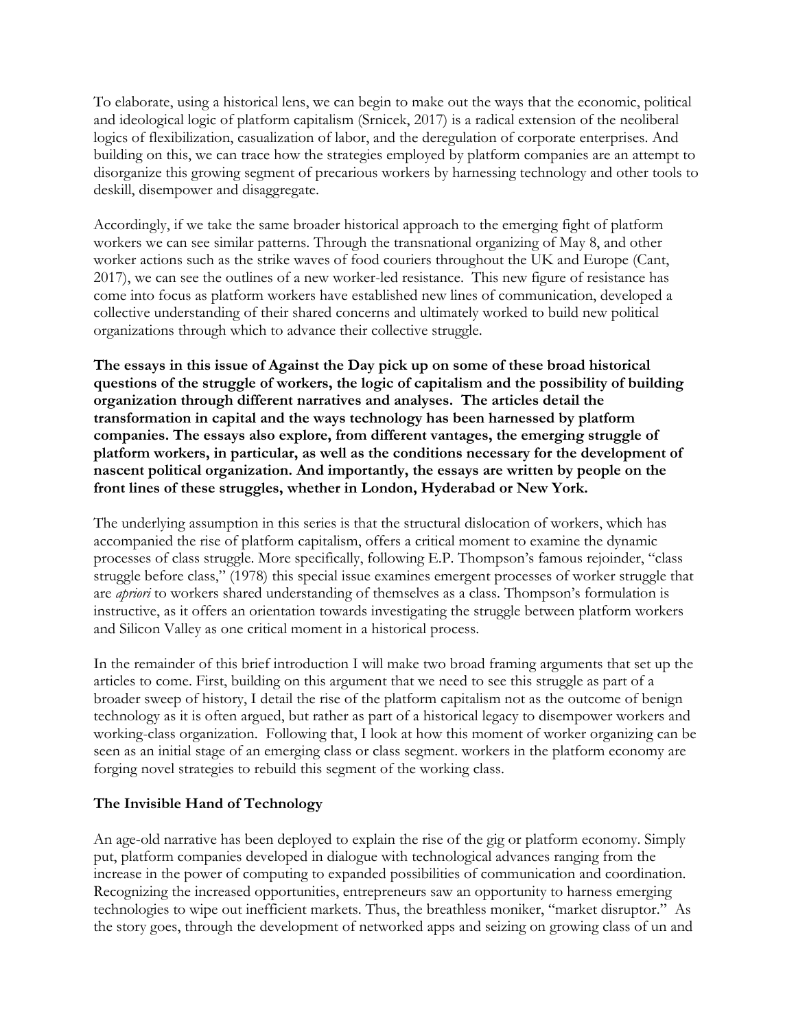To elaborate, using a historical lens, we can begin to make out the ways that the economic, political and ideological logic of platform capitalism (Srnicek, 2017) is a radical extension of the neoliberal logics of flexibilization, casualization of labor, and the deregulation of corporate enterprises. And building on this, we can trace how the strategies employed by platform companies are an attempt to disorganize this growing segment of precarious workers by harnessing technology and other tools to deskill, disempower and disaggregate.

Accordingly, if we take the same broader historical approach to the emerging fight of platform workers we can see similar patterns. Through the transnational organizing of May 8, and other worker actions such as the strike waves of food couriers throughout the UK and Europe (Cant, 2017), we can see the outlines of a new worker-led resistance. This new figure of resistance has come into focus as platform workers have established new lines of communication, developed a collective understanding of their shared concerns and ultimately worked to build new political organizations through which to advance their collective struggle.

**The essays in this issue of Against the Day pick up on some of these broad historical questions of the struggle of workers, the logic of capitalism and the possibility of building organization through different narratives and analyses. The articles detail the transformation in capital and the ways technology has been harnessed by platform companies. The essays also explore, from different vantages, the emerging struggle of platform workers, in particular, as well as the conditions necessary for the development of nascent political organization. And importantly, the essays are written by people on the front lines of these struggles, whether in London, Hyderabad or New York.**

The underlying assumption in this series is that the structural dislocation of workers, which has accompanied the rise of platform capitalism, offers a critical moment to examine the dynamic processes of class struggle. More specifically, following E.P. Thompson's famous rejoinder, "class struggle before class," (1978) this special issue examines emergent processes of worker struggle that are *apriori* to workers shared understanding of themselves as a class. Thompson's formulation is instructive, as it offers an orientation towards investigating the struggle between platform workers and Silicon Valley as one critical moment in a historical process.

In the remainder of this brief introduction I will make two broad framing arguments that set up the articles to come. First, building on this argument that we need to see this struggle as part of a broader sweep of history, I detail the rise of the platform capitalism not as the outcome of benign technology as it is often argued, but rather as part of a historical legacy to disempower workers and working-class organization. Following that, I look at how this moment of worker organizing can be seen as an initial stage of an emerging class or class segment. workers in the platform economy are forging novel strategies to rebuild this segment of the working class.

## The Invisible Hand of Technology

An age-old narrative has been deployed to explain the rise of the gig or platform economy. Simply put, platform companies developed in dialogue with technological advances ranging from the increase in the power of computing to expanded possibilities of communication and coordination. Recognizing the increased opportunities, entrepreneurs saw an opportunity to harness emerging technologies to wipe out inefficient markets. Thus, the breathless moniker, "market disruptor." As the story goes, through the development of networked apps and seizing on growing class of un and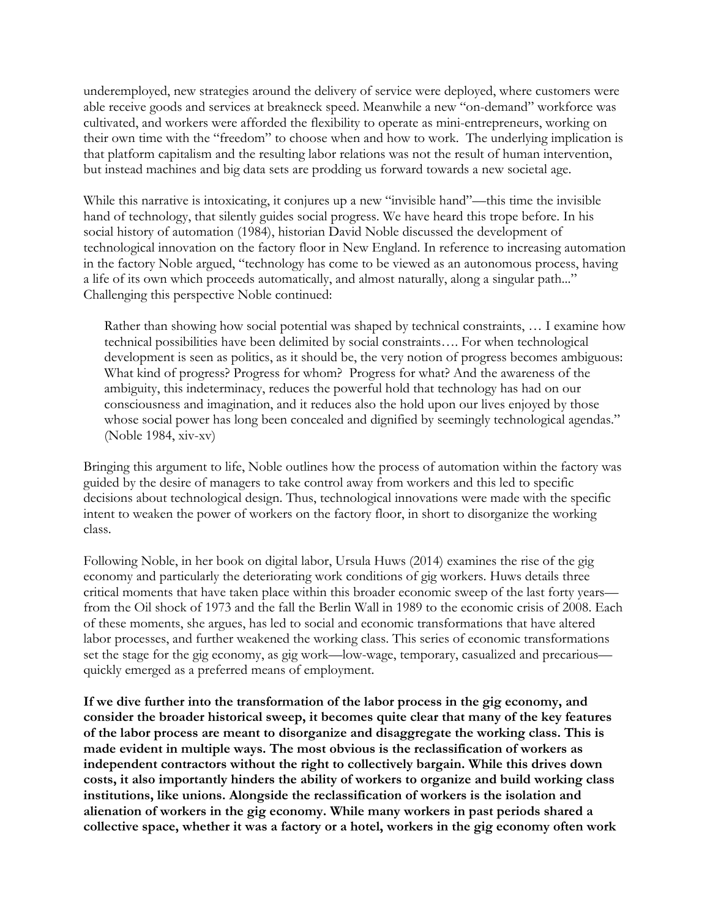underemployed, new strategies around the delivery of service were deployed, where customers were able receive goods and services at breakneck speed. Meanwhile a new "on-demand" workforce was cultivated, and workers were afforded the flexibility to operate as mini-entrepreneurs, working on their own time with the "freedom" to choose when and how to work. The underlying implication is that platform capitalism and the resulting labor relations was not the result of human intervention, but instead machines and big data sets are prodding us forward towards a new societal age.

While this narrative is intoxicating, it conjures up a new "invisible hand"—this time the invisible hand of technology, that silently guides social progress. We have heard this trope before. In his social history of automation (1984), historian David Noble discussed the development of technological innovation on the factory floor in New England. In reference to increasing automation in the factory Noble argued, "technology has come to be viewed as an autonomous process, having a life of its own which proceeds automatically, and almost naturally, along a singular path..." Challenging this perspective Noble continued:

> Rather than showing how social potential was shaped by technical constraints, … I examine how technical possibilities have been delimited by social constraints…. For when technological development is seen as politics, as it should be, the very notion of progress becomes ambiguous: What kind of progress? Progress for whom? Progress for what? And the awareness of the ambiguity, this indeterminacy, reduces the powerful hold that technology has had on our consciousness and imagination, and it reduces also the hold upon our lives enjoyed by those whose social power has long been concealed and dignified by seemingly technological agendas." (Noble 1984, xiv-xv)

Bringing this argument to life, Noble outlines how the process of automation within the factory was guided by the desire of managers to take control away from workers and this led to specific decisions about technological design. Thus, technological innovations were made with the specific intent to weaken the power of workers on the factory floor, in short to disorganize the working class.

Following Noble, in her book on digital labor, Ursula Huws (2014) examines the rise of the gig economy and particularly the deteriorating work conditions of gig workers. Huws details three critical moments that have taken place within this broader economic sweep of the last forty years—from the Oil shock of 1973 and the fall the Berlin Wall in 1989 to the economic crisis of 2008. Each of these moments, she argues, has led to social and economic transformations that have altered labor processes, and further weakened the working class. This series of economic transformations set the stage for the gig economy, as gig work—low-wage, temporary, casualized and precarious—quickly emerged as a preferred means of employment.

**If we dive further into the transformation of the labor process in the gig economy, and consider the broader historical sweep, it becomes quite clear that many of the key features of the labor process are meant to disorganize and disaggregate the working class. This is made evident in multiple ways. The most obvious is the reclassification of workers as independent contractors without the right to collectively bargain. While this drives down costs, it also importantly hinders the ability of workers to organize and build working class institutions, like unions. Alongside the reclassification of workers is the isolation and alienation of workers in the gig economy. While many workers in past periods shared a collective space, whether it was a factory or a hotel, workers in the gig economy often work**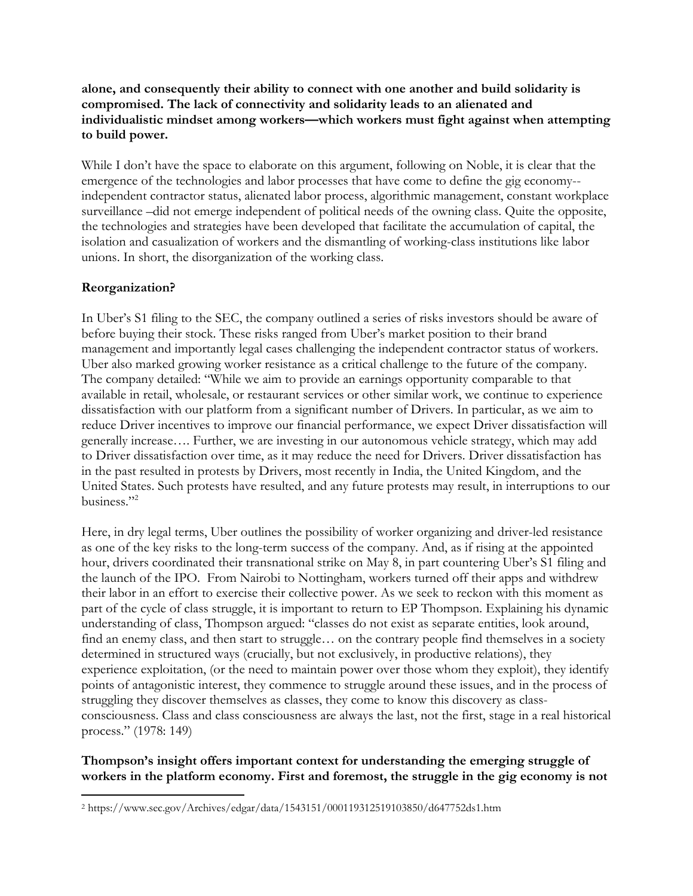**alone, and consequently their ability to connect with one another and build solidarity is compromised. The lack of connectivity and solidarity leads to an alienated and individualistic mindset among workers—which workers must fight against when attempting to build power.**

While I don't have the space to elaborate on this argument, following on Noble, it is clear that the emergence of the technologies and labor processes that have come to define the gig economy--independent contractor status, alienated labor process, algorithmic management, constant workplace surveillance –did not emerge independent of political needs of the owning class. Quite the opposite, the technologies and strategies have been developed that facilitate the accumulation of capital, the isolation and casualization of workers and the dismantling of working-class institutions like labor unions. In short, the disorganization of the working class.

**Reorganization?**

In Uber's S1 filing to the SEC, the company outlined a series of risks investors should be aware of before buying their stock. These risks ranged from Uber's market position to their brand management and importantly legal cases challenging the independent contractor status of workers. Uber also marked growing worker resistance as a critical challenge to the future of the company. The company detailed: "While we aim to provide an earnings opportunity comparable to that available in retail, wholesale, or restaurant services or other similar work, we continue to experience dissatisfaction with our platform from a significant number of Drivers. In particular, as we aim to reduce Driver incentives to improve our financial performance, we expect Driver dissatisfaction will generally increase…. Further, we are investing in our autonomous vehicle strategy, which may add to Driver dissatisfaction over time, as it may reduce the need for Drivers. Driver dissatisfaction has in the past resulted in protests by Drivers, most recently in India, the United Kingdom, and the United States. Such protests have resulted, and any future protests may result, in interruptions to our business."[2]

Here, in dry legal terms, Uber outlines the possibility of worker organizing and driver-led resistance as one of the key risks to the long-term success of the company. And, as if rising at the appointed hour, drivers coordinated their transnational strike on May 8, in part countering Uber's S1 filing and the launch of the IPO. From Nairobi to Nottingham, workers turned off their apps and withdrew their labor in an effort to exercise their collective power. As we seek to reckon with this moment as part of the cycle of class struggle, it is important to return to EP Thompson. Explaining his dynamic understanding of class, Thompson argued: "classes do not exist as separate entities, look around, find an enemy class, and then start to struggle… on the contrary people find themselves in a society determined in structured ways (crucially, but not exclusively, in productive relations), they experience exploitation, (or the need to maintain power over those whom they exploit), they identify points of antagonistic interest, they commence to struggle around these issues, and in the process of struggling they discover themselves as classes, they come to know this discovery as class-consciousness. Class and class consciousness are always the last, not the first, stage in a real historical process." (1978: 149)

**Thompson's insight offers important context for understanding the emerging struggle of workers in the platform economy. First and foremost, the struggle in the gig economy is not**

[2] https://www.sec.gov/Archives/edgar/data/1543151/000119312519103850/d647752ds1.htm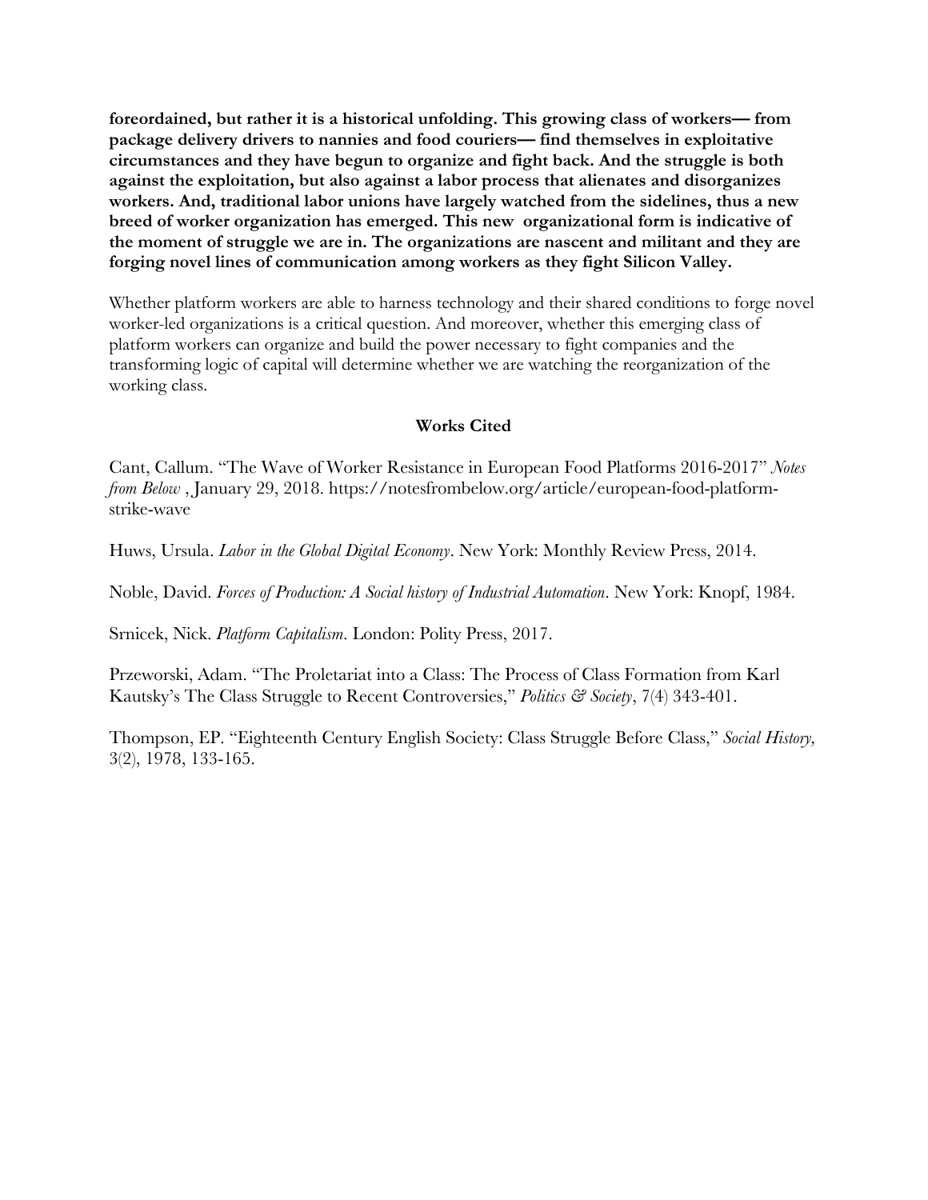**foreordained, but rather it is a historical unfolding. This growing class of workers— from package delivery drivers to nannies and food couriers— find themselves in exploitative circumstances and they have begun to organize and fight back. And the struggle is both against the exploitation, but also against a labor process that alienates and disorganizes workers. And, traditional labor unions have largely watched from the sidelines, thus a new breed of worker organization has emerged. This new organizational form is indicative of the moment of struggle we are in. The organizations are nascent and militant and they are forging novel lines of communication among workers as they fight Silicon Valley.**

Whether platform workers are able to harness technology and their shared conditions to forge novel worker-led organizations is a critical question. And moreover, whether this emerging class of platform workers can organize and build the power necessary to fight companies and the transforming logic of capital will determine whether we are watching the reorganization of the working class.

**Works Cited**

Cant, Callum. "The Wave of Worker Resistance in European Food Platforms 2016-2017" *Notes from Below* , January 29, 2018. https://notesfrombelow.org/article/european-food-platform-strike-wave

Huws, Ursula. *Labor in the Global Digital Economy*. New York: Monthly Review Press, 2014.

Noble, David. *Forces of Production: A Social history of Industrial Automation*. New York: Knopf, 1984.

Srnicek, Nick. *Platform Capitalism*. London: Polity Press, 2017.

Przeworski, Adam. "The Proletariat into a Class: The Process of Class Formation from Karl Kautsky's The Class Struggle to Recent Controversies," *Politics & Society*, 7(4) 343-401.

Thompson, EP. "Eighteenth Century English Society: Class Struggle Before Class," *Social History,* 3(2), 1978, 133-165.